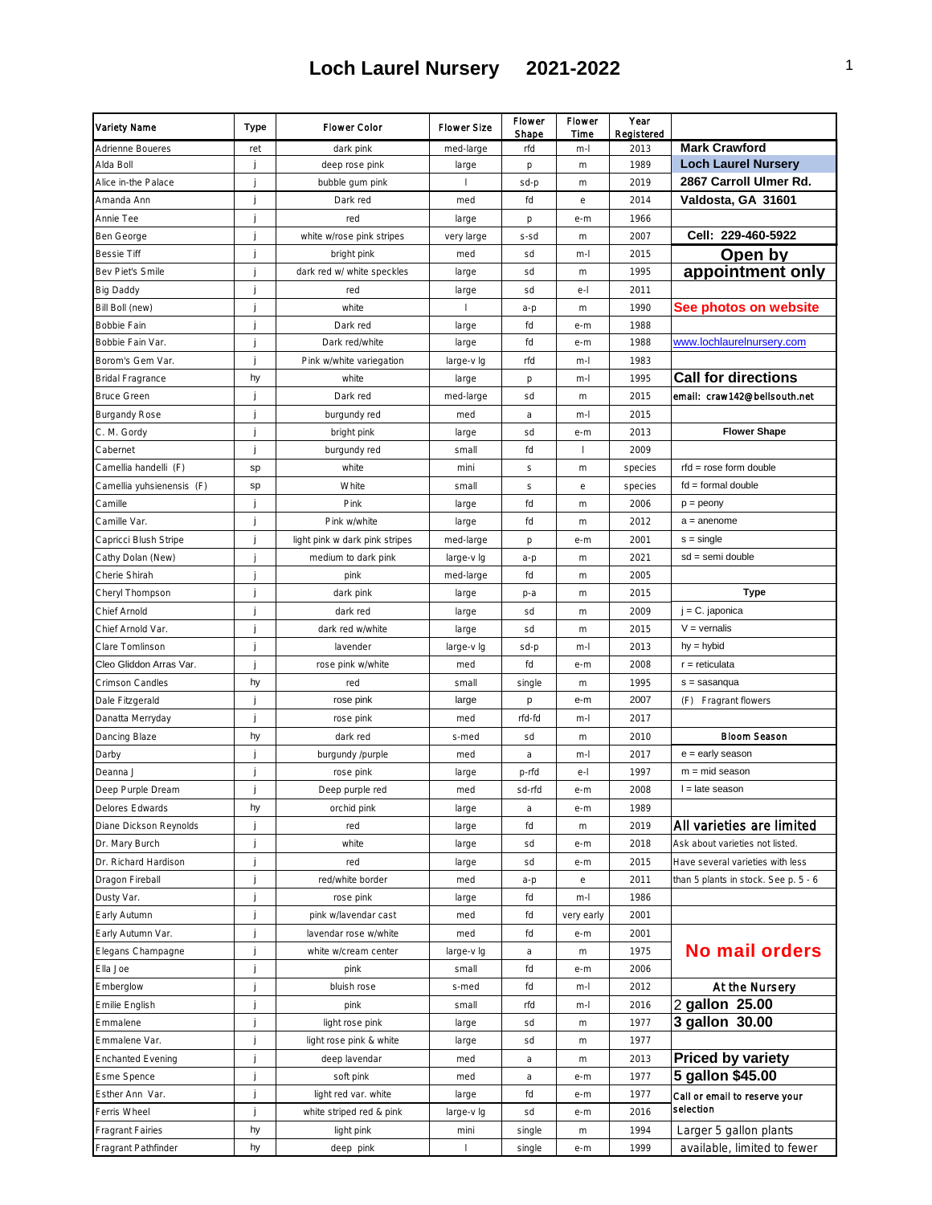# Loch Laurel Nursery 2021-2022

| Variety Name | Type | Flower Color | Flower Size | Flower Shape | Flower Time | Year Registered | |
|---|---|---|---|---|---|---|---|
| Adrienne Boueres | ret | dark pink | med-large | rfd | m-l | 2013 | **Mark Crawford** |
| Alda Boll | j | deep rose pink | large | p | m | 1989 | **Loch Laurel Nursery** |
| Alice in-the Palace | j | bubble gum pink | l | sd-p | m | 2019 | **2867 Carroll Ulmer Rd.** |
| Amanda Ann | j | Dark red | med | fd | e | 2014 | **Valdosta, GA 31601** |
| Annie Tee | j | red | large | p | e-m | 1966 | |
| Ben George | j | white w/rose pink stripes | very large | s-sd | m | 2007 | **Cell: 229-460-5922** |
| Bessie Tiff | j | bright pink | med | sd | m-l | 2015 | **Open by** |
| Bev Piet's Smile | j | dark red w/ white speckles | large | sd | m | 1995 | **appointment only** |
| Big Daddy | j | red | large | sd | e-l | 2011 | |
| Bill Boll (new) | j | white | l | a-p | m | 1990 | **See photos on website** |
| Bobbie Fain | j | Dark red | large | fd | e-m | 1988 | |
| Bobbie Fain Var. | j | Dark red/white | large | fd | e-m | 1988 | www.lochlaurelnursery.com |
| Borom's Gem Var. | j | Pink w/white variegation | large-v lg | rfd | m-l | 1983 | |
| Bridal Fragrance | hy | white | large | p | m-l | 1995 | **Call for directions** |
| Bruce Green | j | Dark red | med-large | sd | m | 2015 | **email: craw142@bellsouth.net** |
| Burgandy Rose | j | burgundy red | med | a | m-l | 2015 | |
| C. M. Gordy | j | bright pink | large | sd | e-m | 2013 | **Flower Shape** |
| Cabernet | j | burgundy red | small | fd | l | 2009 | |
| Camellia handelli (F) | sp | white | mini | s | m | species | rfd = rose form double |
| Camellia yuhsienensis (F) | sp | White | small | s | e | species | fd = formal double |
| Camille | j | Pink | large | fd | m | 2006 | p = peony |
| Camille Var. | j | Pink w/white | large | fd | m | 2012 | a = anenome |
| Capricci Blush Stripe | j | light pink w dark pink stripes | med-large | p | e-m | 2001 | s = single |
| Cathy Dolan (New) | j | medium to dark pink | large-v lg | a-p | m | 2021 | sd = semi double |
| Cherie Shirah | j | pink | med-large | fd | m | 2005 | |
| Cheryl Thompson | j | dark pink | large | p-a | m | 2015 | **Type** |
| Chief Arnold | j | dark red | large | sd | m | 2009 | j = C. japonica |
| Chief Arnold Var. | j | dark red w/white | large | sd | m | 2015 | V = vernalis |
| Clare Tomlinson | j | lavender | large-v lg | sd-p | m-l | 2013 | hy = hybid |
| Cleo Gliddon Arras Var. | j | rose pink w/white | med | fd | e-m | 2008 | r = reticulata |
| Crimson Candles | hy | red | small | single | m | 1995 | s = sasanqua |
| Dale Fitzgerald | j | rose pink | large | p | e-m | 2007 | (F) Fragrant flowers |
| Danatta Merryday | j | rose pink | med | rfd-fd | m-l | 2017 | |
| Dancing Blaze | hy | dark red | s-med | sd | m | 2010 | **Bloom Season** |
| Darby | j | burgundy /purple | med | a | m-l | 2017 | e = early season |
| Deanna J | j | rose pink | large | p-rfd | e-l | 1997 | m = mid season |
| Deep Purple Dream | j | Deep purple red | med | sd-rfd | e-m | 2008 | l = late season |
| Delores Edwards | hy | orchid pink | large | a | e-m | 1989 | |
| Diane Dickson Reynolds | j | red | large | fd | m | 2019 | **All varieties are limited** |
| Dr. Mary Burch | j | white | large | sd | e-m | 2018 | Ask about varieties not listed. |
| Dr. Richard Hardison | j | red | large | sd | e-m | 2015 | Have several varieties with less |
| Dragon Fireball | j | red/white border | med | a-p | e | 2011 | than 5 plants in stock. See p. 5 - 6 |
| Dusty Var. | j | rose pink | large | fd | m-l | 1986 | |
| Early Autumn | j | pink w/lavendar cast | med | fd | very early | 2001 | |
| Early Autumn Var. | j | lavendar rose w/white | med | fd | e-m | 2001 | |
| Elegans Champagne | j | white w/cream center | large-v lg | a | m | 1975 | **No mail orders** |
| Ella Joe | j | pink | small | fd | e-m | 2006 | |
| Emberglow | j | bluish rose | s-med | fd | m-l | 2012 | **At the Nursery** |
| Emilie English | j | pink | small | rfd | m-l | 2016 | 2 **gallon 25.00** |
| Emmalene | j | light rose pink | large | sd | m | 1977 | **3 gallon 30.00** |
| Emmalene Var. | j | light rose pink & white | large | sd | m | 1977 | |
| Enchanted Evening | j | deep lavendar | med | a | m | 2013 | **Priced by variety** |
| Esme Spence | j | soft pink | med | a | e-m | 1977 | **5 gallon $45.00** |
| Esther Ann Var. | j | light red var. white | large | fd | e-m | 1977 | **Call or email to reserve your selection** |
| Ferris Wheel | j | white striped red & pink | large-v lg | sd | e-m | 2016 | |
| Fragrant Fairies | hy | light pink | mini | single | m | 1994 | Larger 5 gallon plants |
| Fragrant Pathfinder | hy | deep pink | l | single | e-m | 1999 | available, limited to fewer |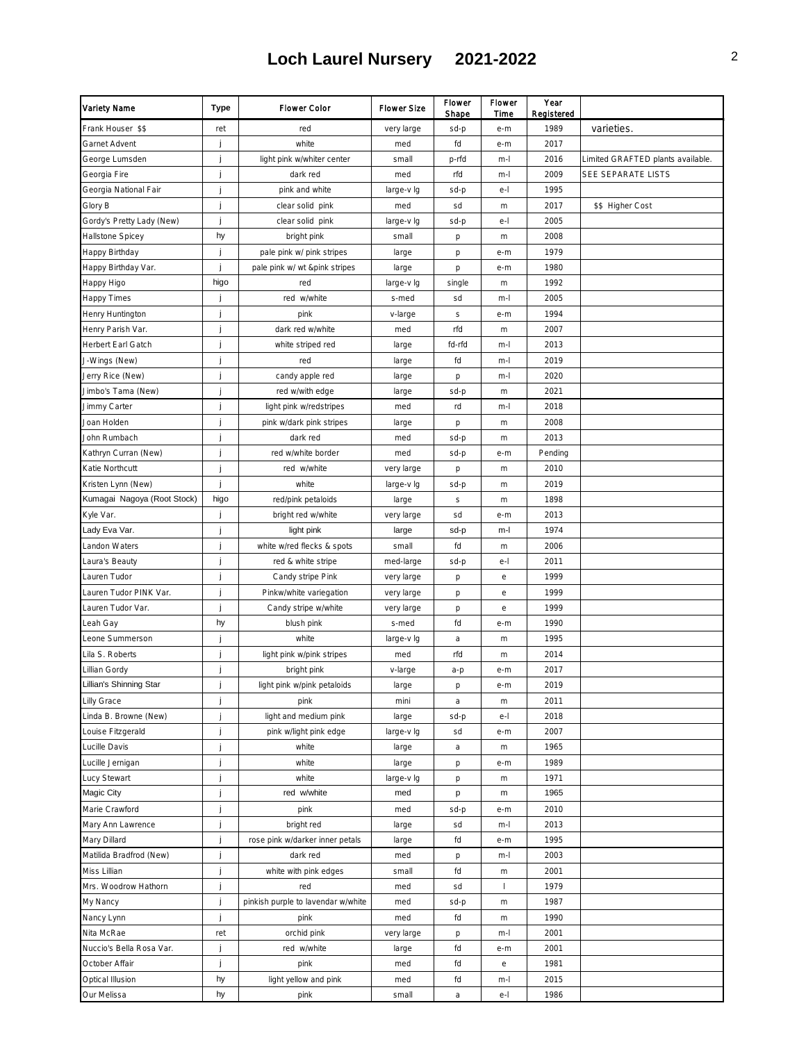# Loch Laurel Nursery 2021-2022

| Variety Name | Type | Flower Color | Flower Size | Flower Shape | Flower Time | Year Registered | |
|---|---|---|---|---|---|---|---|
| Frank Houser $$ | ret | red | very large | sd-p | e-m | 1989 | varieties. |
| Garnet Advent | j | white | med | fd | e-m | 2017 | |
| George Lumsden | j | light pink w/whiter center | small | p-rfd | m-l | 2016 | Limited GRAFTED plants available. |
| Georgia Fire | j | dark red | med | rfd | m-l | 2009 | SEE SEPARATE LISTS |
| Georgia National Fair | j | pink and white | large-v lg | sd-p | e-l | 1995 | |
| Glory B | j | clear solid pink | med | sd | m | 2017 | $$ Higher Cost |
| Gordy's Pretty Lady (New) | j | clear solid pink | large-v lg | sd-p | e-l | 2005 | |
| Hallstone Spicey | hy | bright pink | small | p | m | 2008 | |
| Happy Birthday | j | pale pink w/ pink stripes | large | p | e-m | 1979 | |
| Happy Birthday Var. | j | pale pink w/ wt &pink stripes | large | p | e-m | 1980 | |
| Happy Higo | higo | red | large-v lg | single | m | 1992 | |
| Happy Times | j | red w/white | s-med | sd | m-l | 2005 | |
| Henry Huntington | j | pink | v-large | s | e-m | 1994 | |
| Henry Parish Var. | j | dark red w/white | med | rfd | m | 2007 | |
| Herbert Earl Gatch | j | white striped red | large | fd-rfd | m-l | 2013 | |
| J-Wings (New) | j | red | large | fd | m-l | 2019 | |
| Jerry Rice (New) | j | candy apple red | large | p | m-l | 2020 | |
| Jimbo's Tama (New) | j | red w/with edge | large | sd-p | m | 2021 | |
| Jimmy Carter | j | light pink w/redstripes | med | rd | m-l | 2018 | |
| Joan Holden | j | pink w/dark pink stripes | large | p | m | 2008 | |
| John Rumbach | j | dark red | med | sd-p | m | 2013 | |
| Kathryn Curran (New) | j | red w/white border | med | sd-p | e-m | Pending | |
| Katie Northcutt | j | red w/white | very large | p | m | 2010 | |
| Kristen Lynn (New) | j | white | large-v lg | sd-p | m | 2019 | |
| Kumagai Nagoya (Root Stock) | higo | red/pink petaloids | large | s | m | 1898 | |
| Kyle Var. | j | bright red w/white | very large | sd | e-m | 2013 | |
| Lady Eva Var. | j | light pink | large | sd-p | m-l | 1974 | |
| Landon Waters | j | white w/red flecks & spots | small | fd | m | 2006 | |
| Laura's Beauty | j | red & white stripe | med-large | sd-p | e-l | 2011 | |
| Lauren Tudor | j | Candy stripe Pink | very large | p | e | 1999 | |
| Lauren Tudor PINK Var. | j | Pinkw/white variegation | very large | p | e | 1999 | |
| Lauren Tudor Var. | j | Candy stripe w/white | very large | p | e | 1999 | |
| Leah Gay | hy | blush pink | s-med | fd | e-m | 1990 | |
| Leone Summerson | j | white | large-v lg | a | m | 1995 | |
| Lila S. Roberts | j | light pink w/pink stripes | med | rfd | m | 2014 | |
| Lillian Gordy | j | bright pink | v-large | a-p | e-m | 2017 | |
| Lillian's Shinning Star | j | light pink w/pink petaloids | large | p | e-m | 2019 | |
| Lilly Grace | j | pink | mini | a | m | 2011 | |
| Linda B. Browne (New) | j | light and medium pink | large | sd-p | e-l | 2018 | |
| Louise Fitzgerald | j | pink w/light pink edge | large-v lg | sd | e-m | 2007 | |
| Lucille Davis | j | white | large | a | m | 1965 | |
| Lucille Jernigan | j | white | large | p | e-m | 1989 | |
| Lucy Stewart | j | white | large-v lg | p | m | 1971 | |
| Magic City | j | red w/white | med | p | m | 1965 | |
| Marie Crawford | j | pink | med | sd-p | e-m | 2010 | |
| Mary Ann Lawrence | j | bright red | large | sd | m-l | 2013 | |
| Mary Dillard | j | rose pink w/darker inner petals | large | fd | e-m | 1995 | |
| Matilida Bradfrod (New) | j | dark red | med | p | m-l | 2003 | |
| Miss Lillian | j | white with pink edges | small | fd | m | 2001 | |
| Mrs. Woodrow Hathorn | j | red | med | sd | l | 1979 | |
| My Nancy | j | pinkish purple to lavendar w/white | med | sd-p | m | 1987 | |
| Nancy Lynn | j | pink | med | fd | m | 1990 | |
| Nita McRae | ret | orchid pink | very large | p | m-l | 2001 | |
| Nuccio's Bella Rosa Var. | j | red w/white | large | fd | e-m | 2001 | |
| October Affair | j | pink | med | fd | e | 1981 | |
| Optical Illusion | hy | light yellow and pink | med | fd | m-l | 2015 | |
| Our Melissa | hy | pink | small | a | e-l | 1986 | |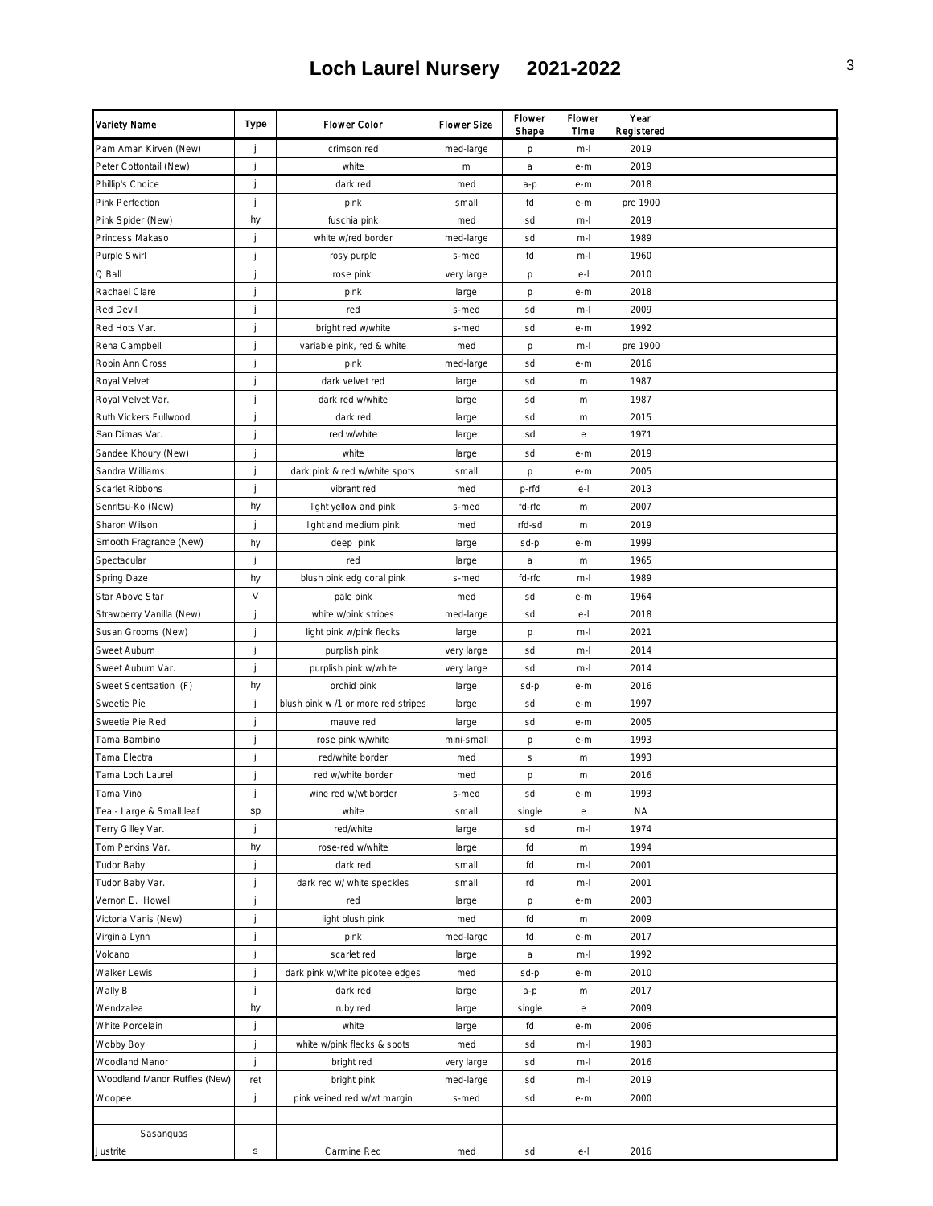# Loch Laurel Nursery 2021-2022

| Variety Name | Type | Flower Color | Flower Size | Flower Shape | Flower Time | Year Registered | |
|---|---|---|---|---|---|---|---|
| Pam Aman Kirven (New) | j | crimson red | med-large | p | m-l | 2019 | |
| Peter Cottontail (New) | j | white | m | a | e-m | 2019 | |
| Phillip's Choice | j | dark red | med | a-p | e-m | 2018 | |
| Pink Perfection | j | pink | small | fd | e-m | pre 1900 | |
| Pink Spider (New) | hy | fuschia pink | med | sd | m-l | 2019 | |
| Princess Makaso | j | white w/red border | med-large | sd | m-l | 1989 | |
| Purple Swirl | j | rosy purple | s-med | fd | m-l | 1960 | |
| Q Ball | j | rose pink | very large | p | e-l | 2010 | |
| Rachael Clare | j | pink | large | p | e-m | 2018 | |
| Red Devil | j | red | s-med | sd | m-l | 2009 | |
| Red Hots Var. | j | bright red w/white | s-med | sd | e-m | 1992 | |
| Rena Campbell | j | variable pink, red & white | med | p | m-l | pre 1900 | |
| Robin Ann Cross | j | pink | med-large | sd | e-m | 2016 | |
| Royal Velvet | j | dark velvet red | large | sd | m | 1987 | |
| Royal Velvet Var. | j | dark red w/white | large | sd | m | 1987 | |
| Ruth Vickers Fullwood | j | dark red | large | sd | m | 2015 | |
| San Dimas Var. | j | red w/white | large | sd | e | 1971 | |
| Sandee Khoury (New) | j | white | large | sd | e-m | 2019 | |
| Sandra Williams | j | dark pink & red w/white spots | small | p | e-m | 2005 | |
| Scarlet Ribbons | j | vibrant red | med | p-rfd | e-l | 2013 | |
| Senritsu-Ko (New) | hy | light yellow and pink | s-med | fd-rfd | m | 2007 | |
| Sharon Wilson | j | light and medium pink | med | rfd-sd | m | 2019 | |
| Smooth Fragrance (New) | hy | deep pink | large | sd-p | e-m | 1999 | |
| Spectacular | j | red | large | a | m | 1965 | |
| Spring Daze | hy | blush pink edg coral pink | s-med | fd-rfd | m-l | 1989 | |
| Star Above Star | V | pale pink | med | sd | e-m | 1964 | |
| Strawberry Vanilla (New) | j | white w/pink stripes | med-large | sd | e-l | 2018 | |
| Susan Grooms (New) | j | light pink w/pink flecks | large | p | m-l | 2021 | |
| Sweet Auburn | j | purplish pink | very large | sd | m-l | 2014 | |
| Sweet Auburn Var. | j | purplish pink w/white | very large | sd | m-l | 2014 | |
| Sweet Scentsation (F) | hy | orchid pink | large | sd-p | e-m | 2016 | |
| Sweetie Pie | j | blush pink w /1 or more red stripes | large | sd | e-m | 1997 | |
| Sweetie Pie Red | j | mauve red | large | sd | e-m | 2005 | |
| Tama Bambino | j | rose pink w/white | mini-small | p | e-m | 1993 | |
| Tama Electra | j | red/white border | med | s | m | 1993 | |
| Tama Loch Laurel | j | red w/white border | med | p | m | 2016 | |
| Tama Vino | j | wine red w/wt border | s-med | sd | e-m | 1993 | |
| Tea - Large & Small leaf | sp | white | small | single | e | NA | |
| Terry Gilley Var. | j | red/white | large | sd | m-l | 1974 | |
| Tom Perkins Var. | hy | rose-red w/white | large | fd | m | 1994 | |
| Tudor Baby | j | dark red | small | fd | m-l | 2001 | |
| Tudor Baby Var. | j | dark red w/ white speckles | small | rd | m-l | 2001 | |
| Vernon E. Howell | j | red | large | p | e-m | 2003 | |
| Victoria Vanis (New) | j | light blush pink | med | fd | m | 2009 | |
| Virginia Lynn | j | pink | med-large | fd | e-m | 2017 | |
| Volcano | j | scarlet red | large | a | m-l | 1992 | |
| Walker Lewis | j | dark pink w/white picotee edges | med | sd-p | e-m | 2010 | |
| Wally B | j | dark red | large | a-p | m | 2017 | |
| Wendzalea | hy | ruby red | large | single | e | 2009 | |
| White Porcelain | j | white | large | fd | e-m | 2006 | |
| Wobby Boy | j | white w/pink flecks & spots | med | sd | m-l | 1983 | |
| Woodland Manor | j | bright red | very large | sd | m-l | 2016 | |
| Woodland Manor Ruffles (New) | ret | bright pink | med-large | sd | m-l | 2019 | |
| Woopee | j | pink veined red w/wt margin | s-med | sd | e-m | 2000 | |
| | | | | | | | |
| Sasanquas | | | | | | | |
| Justrite | s | Carmine Red | med | sd | e-l | 2016 | |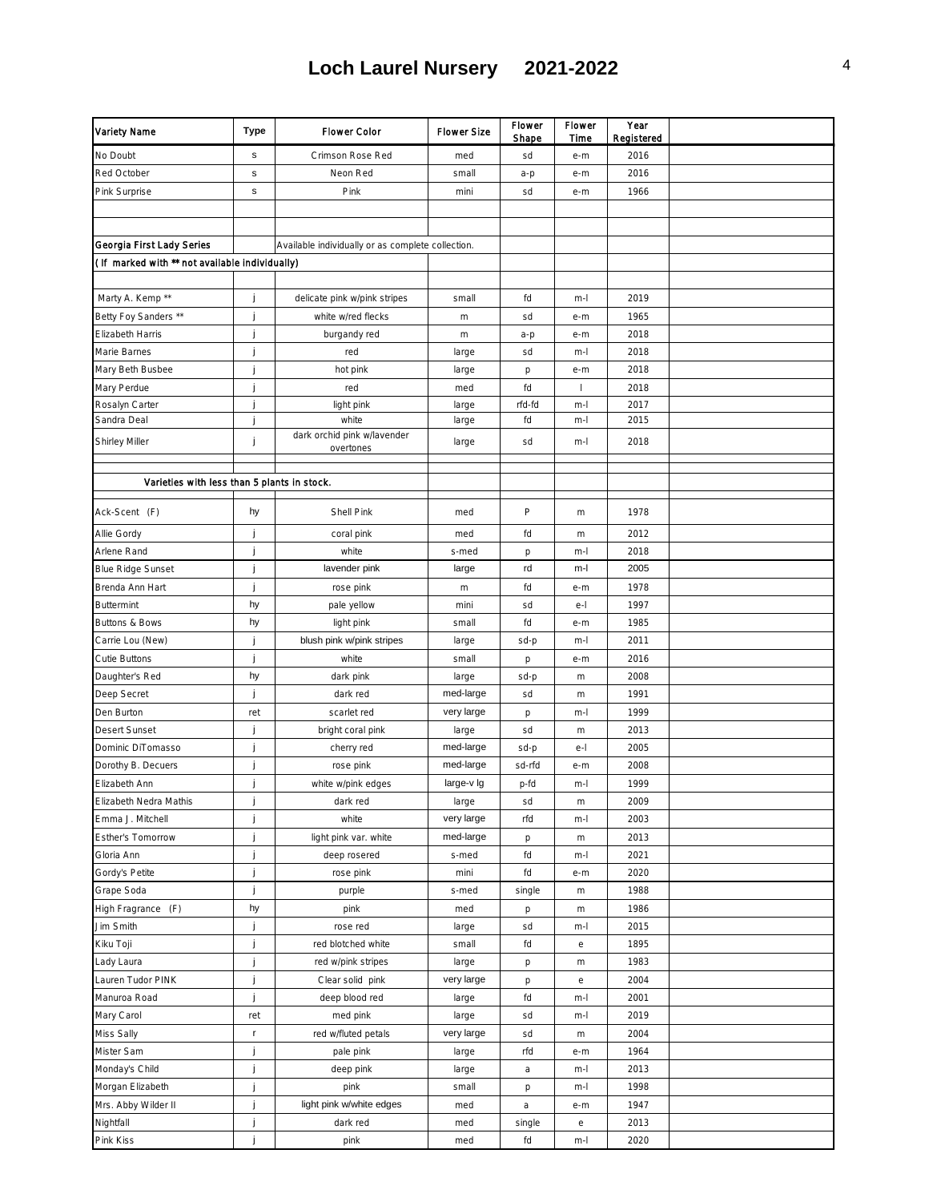# Loch Laurel Nursery 2021-2022

| Variety Name | Type | Flower Color | Flower Size | Flower Shape | Flower Time | Year Registered | |
|---|---|---|---|---|---|---|---|
| No Doubt | s | Crimson Rose Red | med | sd | e-m | 2016 | |
| Red October | s | Neon Red | small | a-p | e-m | 2016 | |
| Pink Surprise | s | Pink | mini | sd | e-m | 1966 | |
| | | | | | | | |
| | | | | | | | |
| **Georgia First Lady Series** | | Available individually or as complete collection. | | | | | |
| **( If marked with ** not available individually)** | | | | | | | |
| | | | | | | | |
| Marty A. Kemp ** | j | delicate pink w/pink stripes | small | fd | m-l | 2019 | |
| Betty Foy Sanders ** | j | white w/red flecks | m | sd | e-m | 1965 | |
| Elizabeth Harris | j | burgandy red | m | a-p | e-m | 2018 | |
| Marie Barnes | j | red | large | sd | m-l | 2018 | |
| Mary Beth Busbee | j | hot pink | large | p | e-m | 2018 | |
| Mary Perdue | j | red | med | fd | l | 2018 | |
| Rosalyn Carter | j | light pink | large | rfd-fd | m-l | 2017 | |
| Sandra Deal | j | white | large | fd | m-l | 2015 | |
| Shirley Miller | j | dark orchid pink w/lavender overtones | large | sd | m-l | 2018 | |
| | | | | | | | |
| **Varieties with less than 5 plants in stock.** | | | | | | | |
| | | | | | | | |
| Ack-Scent (F) | hy | Shell Pink | med | P | m | 1978 | |
| Allie Gordy | j | coral pink | med | fd | m | 2012 | |
| Arlene Rand | j | white | s-med | p | m-l | 2018 | |
| Blue Ridge Sunset | j | lavender pink | large | rd | m-l | 2005 | |
| Brenda Ann Hart | j | rose pink | m | fd | e-m | 1978 | |
| Buttermint | hy | pale yellow | mini | sd | e-l | 1997 | |
| Buttons & Bows | hy | light pink | small | fd | e-m | 1985 | |
| Carrie Lou (New) | j | blush pink w/pink stripes | large | sd-p | m-l | 2011 | |
| Cutie Buttons | j | white | small | p | e-m | 2016 | |
| Daughter's Red | hy | dark pink | large | sd-p | m | 2008 | |
| Deep Secret | j | dark red | med-large | sd | m | 1991 | |
| Den Burton | ret | scarlet red | very large | p | m-l | 1999 | |
| Desert Sunset | j | bright coral pink | large | sd | m | 2013 | |
| Dominic DiTomasso | j | cherry red | med-large | sd-p | e-l | 2005 | |
| Dorothy B. Decuers | j | rose pink | med-large | sd-rfd | e-m | 2008 | |
| Elizabeth Ann | j | white w/pink edges | large-v lg | p-fd | m-l | 1999 | |
| Elizabeth Nedra Mathis | j | dark red | large | sd | m | 2009 | |
| Emma J. Mitchell | j | white | very large | rfd | m-l | 2003 | |
| Esther's Tomorrow | j | light pink var. white | med-large | p | m | 2013 | |
| Gloria Ann | j | deep rosered | s-med | fd | m-l | 2021 | |
| Gordy's Petite | j | rose pink | mini | fd | e-m | 2020 | |
| Grape Soda | j | purple | s-med | single | m | 1988 | |
| High Fragrance (F) | hy | pink | med | p | m | 1986 | |
| Jim Smith | j | rose red | large | sd | m-l | 2015 | |
| Kiku Toji | j | red blotched white | small | fd | e | 1895 | |
| Lady Laura | j | red w/pink stripes | large | p | m | 1983 | |
| Lauren Tudor PINK | j | Clear solid pink | very large | p | e | 2004 | |
| Manuroa Road | j | deep blood red | large | fd | m-l | 2001 | |
| Mary Carol | ret | med pink | large | sd | m-l | 2019 | |
| Miss Sally | r | red w/fluted petals | very large | sd | m | 2004 | |
| Mister Sam | j | pale pink | large | rfd | e-m | 1964 | |
| Monday's Child | j | deep pink | large | a | m-l | 2013 | |
| Morgan Elizabeth | j | pink | small | p | m-l | 1998 | |
| Mrs. Abby Wilder II | j | light pink w/white edges | med | a | e-m | 1947 | |
| Nightfall | j | dark red | med | single | e | 2013 | |
| Pink Kiss | j | pink | med | fd | m-l | 2020 | |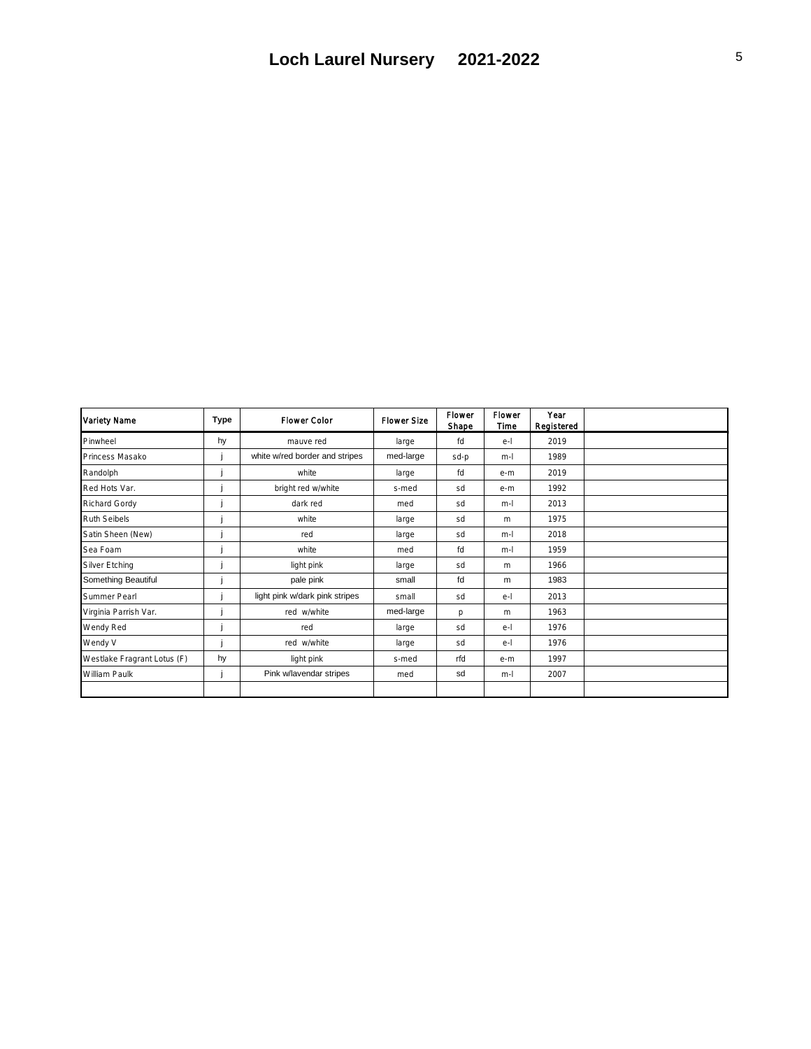# Loch Laurel Nursery 2021-2022

| Variety Name | Type | Flower Color | Flower Size | Flower Shape | Flower Time | Year Registered | |
|---|---|---|---|---|---|---|---|
| Pinwheel | hy | mauve red | large | fd | e-l | 2019 | |
| Princess Masako | j | white w/red border and stripes | med-large | sd-p | m-l | 1989 | |
| Randolph | j | white | large | fd | e-m | 2019 | |
| Red Hots Var. | j | bright red w/white | s-med | sd | e-m | 1992 | |
| Richard Gordy | j | dark red | med | sd | m-l | 2013 | |
| Ruth Seibels | j | white | large | sd | m | 1975 | |
| Satin Sheen (New) | j | red | large | sd | m-l | 2018 | |
| Sea Foam | j | white | med | fd | m-l | 1959 | |
| Silver Etching | j | light pink | large | sd | m | 1966 | |
| Something Beautiful | j | pale pink | small | fd | m | 1983 | |
| Summer Pearl | j | light pink w/dark pink stripes | small | sd | e-l | 2013 | |
| Virginia Parrish Var. | j | red w/white | med-large | p | m | 1963 | |
| Wendy Red | j | red | large | sd | e-l | 1976 | |
| Wendy V | j | red w/white | large | sd | e-l | 1976 | |
| Westlake Fragrant Lotus (F) | hy | light pink | s-med | rfd | e-m | 1997 | |
| William Paulk | j | Pink w/lavendar stripes | med | sd | m-l | 2007 | |
| | | | | | | | |